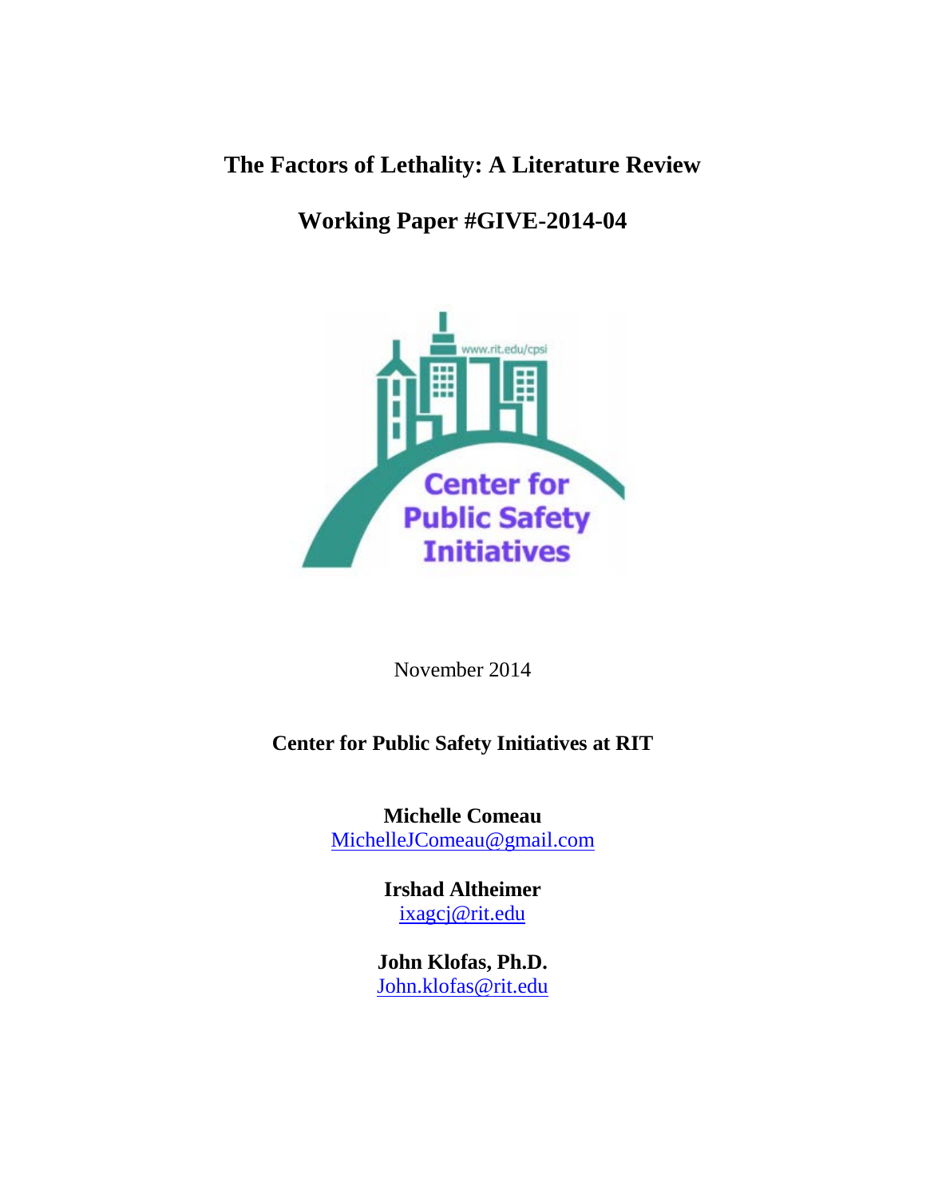# The Factors of Lethality: A Literature Review

## Working Paper #GIVE-2014-04

November 2014

**Center for Public Safety Initiatives at RIT**

**Michelle Comeau**
MichelleJComeau@gmail.com

**Irshad Altheimer**
ixagcj@rit.edu

**John Klofas, Ph.D.**
John.klofas@rit.edu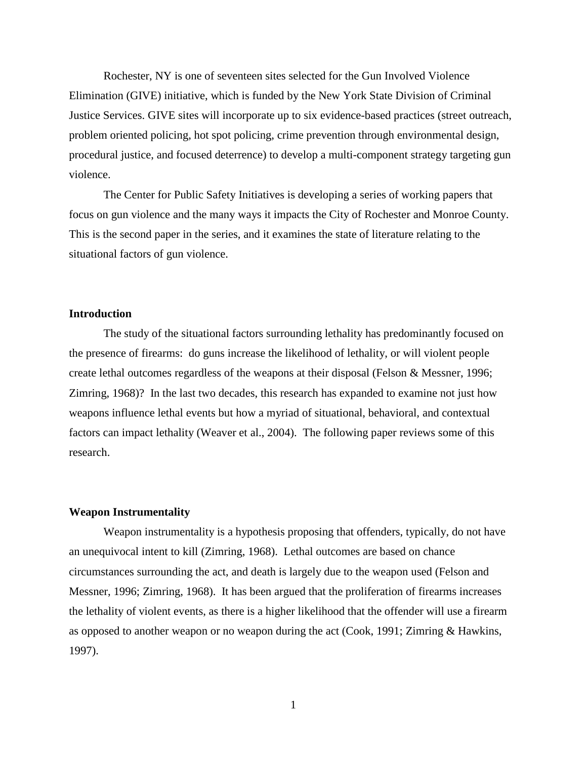Rochester, NY is one of seventeen sites selected for the Gun Involved Violence Elimination (GIVE) initiative, which is funded by the New York State Division of Criminal Justice Services. GIVE sites will incorporate up to six evidence-based practices (street outreach, problem oriented policing, hot spot policing, crime prevention through environmental design, procedural justice, and focused deterrence) to develop a multi-component strategy targeting gun violence.

The Center for Public Safety Initiatives is developing a series of working papers that focus on gun violence and the many ways it impacts the City of Rochester and Monroe County. This is the second paper in the series, and it examines the state of literature relating to the situational factors of gun violence.

**Introduction**

The study of the situational factors surrounding lethality has predominantly focused on the presence of firearms: do guns increase the likelihood of lethality, or will violent people create lethal outcomes regardless of the weapons at their disposal (Felson & Messner, 1996; Zimring, 1968)? In the last two decades, this research has expanded to examine not just how weapons influence lethal events but how a myriad of situational, behavioral, and contextual factors can impact lethality (Weaver et al., 2004). The following paper reviews some of this research.

**Weapon Instrumentality**

Weapon instrumentality is a hypothesis proposing that offenders, typically, do not have an unequivocal intent to kill (Zimring, 1968). Lethal outcomes are based on chance circumstances surrounding the act, and death is largely due to the weapon used (Felson and Messner, 1996; Zimring, 1968). It has been argued that the proliferation of firearms increases the lethality of violent events, as there is a higher likelihood that the offender will use a firearm as opposed to another weapon or no weapon during the act (Cook, 1991; Zimring & Hawkins, 1997).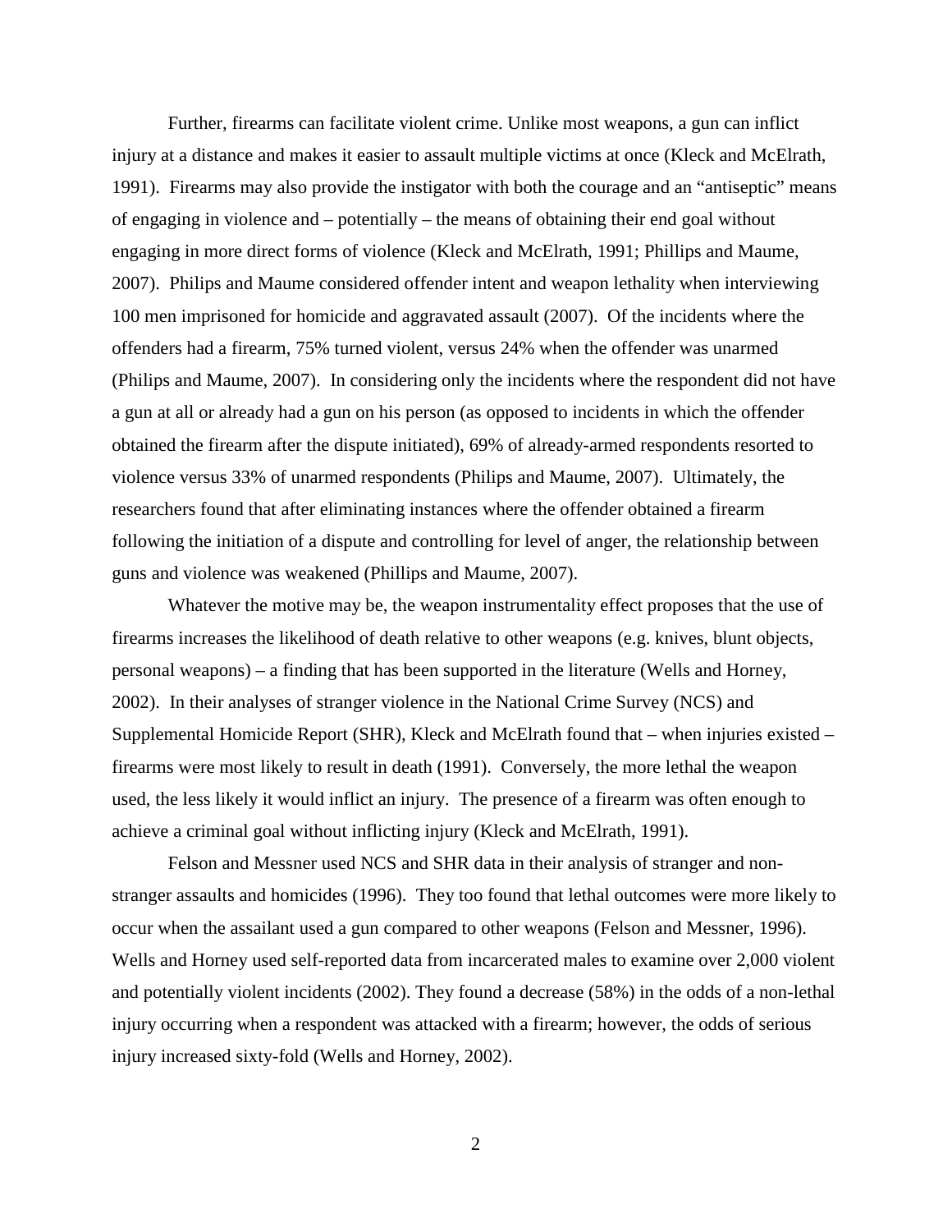Further, firearms can facilitate violent crime. Unlike most weapons, a gun can inflict injury at a distance and makes it easier to assault multiple victims at once (Kleck and McElrath, 1991). Firearms may also provide the instigator with both the courage and an "antiseptic" means of engaging in violence and – potentially – the means of obtaining their end goal without engaging in more direct forms of violence (Kleck and McElrath, 1991; Phillips and Maume, 2007). Philips and Maume considered offender intent and weapon lethality when interviewing 100 men imprisoned for homicide and aggravated assault (2007). Of the incidents where the offenders had a firearm, 75% turned violent, versus 24% when the offender was unarmed (Philips and Maume, 2007). In considering only the incidents where the respondent did not have a gun at all or already had a gun on his person (as opposed to incidents in which the offender obtained the firearm after the dispute initiated), 69% of already-armed respondents resorted to violence versus 33% of unarmed respondents (Philips and Maume, 2007). Ultimately, the researchers found that after eliminating instances where the offender obtained a firearm following the initiation of a dispute and controlling for level of anger, the relationship between guns and violence was weakened (Phillips and Maume, 2007).

Whatever the motive may be, the weapon instrumentality effect proposes that the use of firearms increases the likelihood of death relative to other weapons (e.g. knives, blunt objects, personal weapons) – a finding that has been supported in the literature (Wells and Horney, 2002). In their analyses of stranger violence in the National Crime Survey (NCS) and Supplemental Homicide Report (SHR), Kleck and McElrath found that – when injuries existed – firearms were most likely to result in death (1991). Conversely, the more lethal the weapon used, the less likely it would inflict an injury. The presence of a firearm was often enough to achieve a criminal goal without inflicting injury (Kleck and McElrath, 1991).

Felson and Messner used NCS and SHR data in their analysis of stranger and non-stranger assaults and homicides (1996). They too found that lethal outcomes were more likely to occur when the assailant used a gun compared to other weapons (Felson and Messner, 1996). Wells and Horney used self-reported data from incarcerated males to examine over 2,000 violent and potentially violent incidents (2002). They found a decrease (58%) in the odds of a non-lethal injury occurring when a respondent was attacked with a firearm; however, the odds of serious injury increased sixty-fold (Wells and Horney, 2002).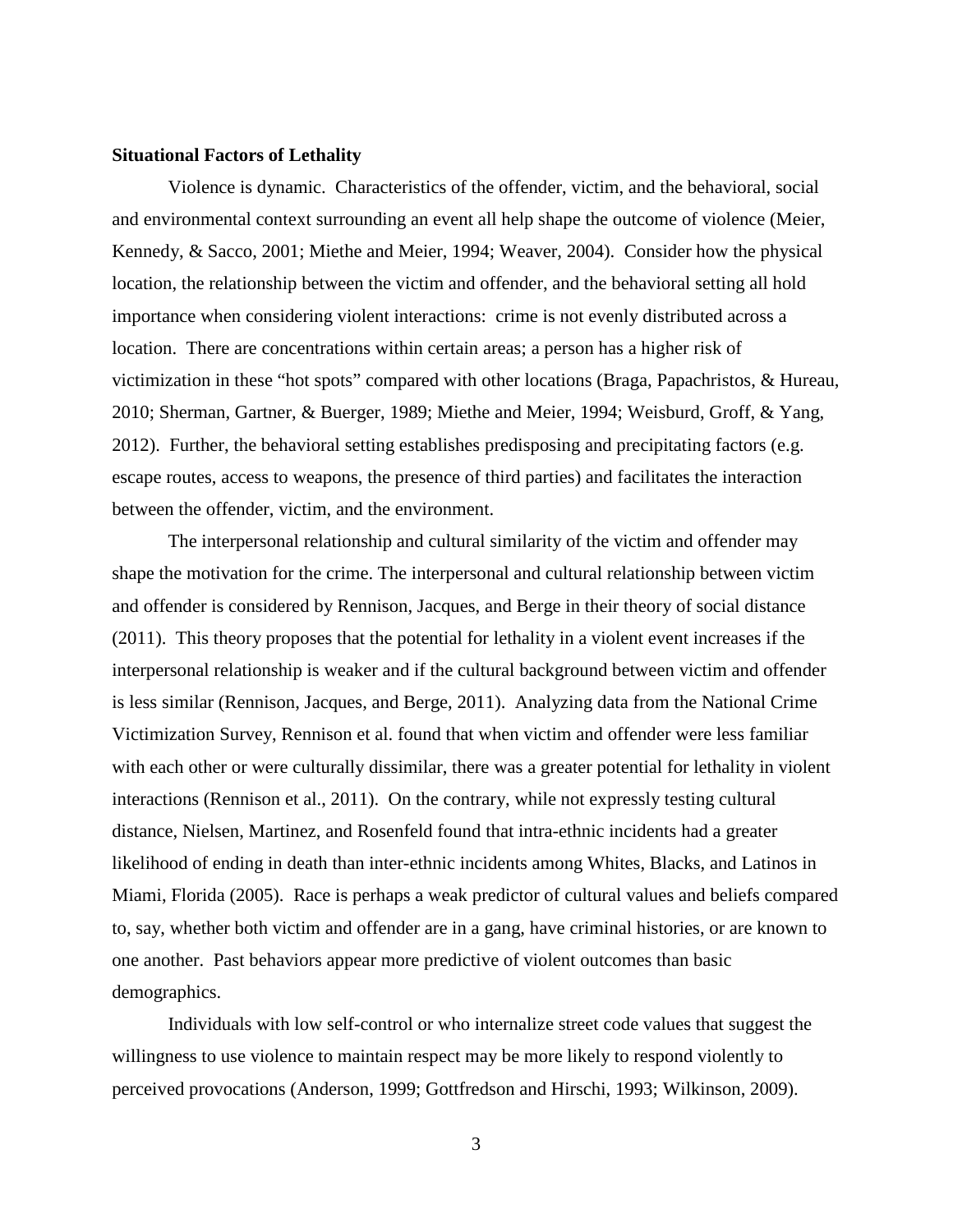**Situational Factors of Lethality**

Violence is dynamic. Characteristics of the offender, victim, and the behavioral, social and environmental context surrounding an event all help shape the outcome of violence (Meier, Kennedy, & Sacco, 2001; Miethe and Meier, 1994; Weaver, 2004). Consider how the physical location, the relationship between the victim and offender, and the behavioral setting all hold importance when considering violent interactions: crime is not evenly distributed across a location. There are concentrations within certain areas; a person has a higher risk of victimization in these "hot spots" compared with other locations (Braga, Papachristos, & Hureau, 2010; Sherman, Gartner, & Buerger, 1989; Miethe and Meier, 1994; Weisburd, Groff, & Yang, 2012). Further, the behavioral setting establishes predisposing and precipitating factors (e.g. escape routes, access to weapons, the presence of third parties) and facilitates the interaction between the offender, victim, and the environment.

The interpersonal relationship and cultural similarity of the victim and offender may shape the motivation for the crime. The interpersonal and cultural relationship between victim and offender is considered by Rennison, Jacques, and Berge in their theory of social distance (2011). This theory proposes that the potential for lethality in a violent event increases if the interpersonal relationship is weaker and if the cultural background between victim and offender is less similar (Rennison, Jacques, and Berge, 2011). Analyzing data from the National Crime Victimization Survey, Rennison et al. found that when victim and offender were less familiar with each other or were culturally dissimilar, there was a greater potential for lethality in violent interactions (Rennison et al., 2011). On the contrary, while not expressly testing cultural distance, Nielsen, Martinez, and Rosenfeld found that intra-ethnic incidents had a greater likelihood of ending in death than inter-ethnic incidents among Whites, Blacks, and Latinos in Miami, Florida (2005). Race is perhaps a weak predictor of cultural values and beliefs compared to, say, whether both victim and offender are in a gang, have criminal histories, or are known to one another. Past behaviors appear more predictive of violent outcomes than basic demographics.

Individuals with low self-control or who internalize street code values that suggest the willingness to use violence to maintain respect may be more likely to respond violently to perceived provocations (Anderson, 1999; Gottfredson and Hirschi, 1993; Wilkinson, 2009).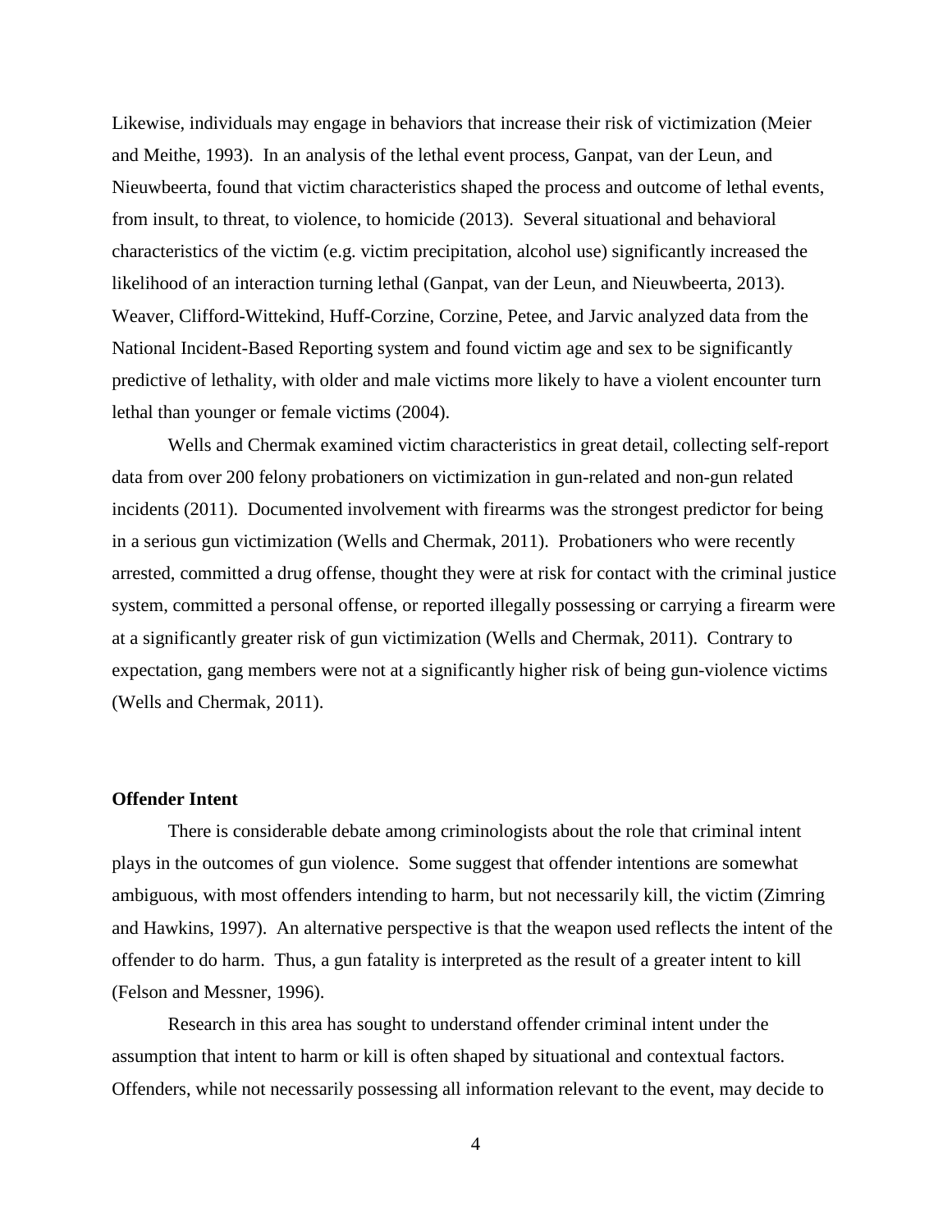Likewise, individuals may engage in behaviors that increase their risk of victimization (Meier and Meithe, 1993). In an analysis of the lethal event process, Ganpat, van der Leun, and Nieuwbeerta, found that victim characteristics shaped the process and outcome of lethal events, from insult, to threat, to violence, to homicide (2013). Several situational and behavioral characteristics of the victim (e.g. victim precipitation, alcohol use) significantly increased the likelihood of an interaction turning lethal (Ganpat, van der Leun, and Nieuwbeerta, 2013). Weaver, Clifford-Wittekind, Huff-Corzine, Corzine, Petee, and Jarvic analyzed data from the National Incident-Based Reporting system and found victim age and sex to be significantly predictive of lethality, with older and male victims more likely to have a violent encounter turn lethal than younger or female victims (2004).

Wells and Chermak examined victim characteristics in great detail, collecting self-report data from over 200 felony probationers on victimization in gun-related and non-gun related incidents (2011). Documented involvement with firearms was the strongest predictor for being in a serious gun victimization (Wells and Chermak, 2011). Probationers who were recently arrested, committed a drug offense, thought they were at risk for contact with the criminal justice system, committed a personal offense, or reported illegally possessing or carrying a firearm were at a significantly greater risk of gun victimization (Wells and Chermak, 2011). Contrary to expectation, gang members were not at a significantly higher risk of being gun-violence victims (Wells and Chermak, 2011).

**Offender Intent**

There is considerable debate among criminologists about the role that criminal intent plays in the outcomes of gun violence. Some suggest that offender intentions are somewhat ambiguous, with most offenders intending to harm, but not necessarily kill, the victim (Zimring and Hawkins, 1997). An alternative perspective is that the weapon used reflects the intent of the offender to do harm. Thus, a gun fatality is interpreted as the result of a greater intent to kill (Felson and Messner, 1996).

Research in this area has sought to understand offender criminal intent under the assumption that intent to harm or kill is often shaped by situational and contextual factors. Offenders, while not necessarily possessing all information relevant to the event, may decide to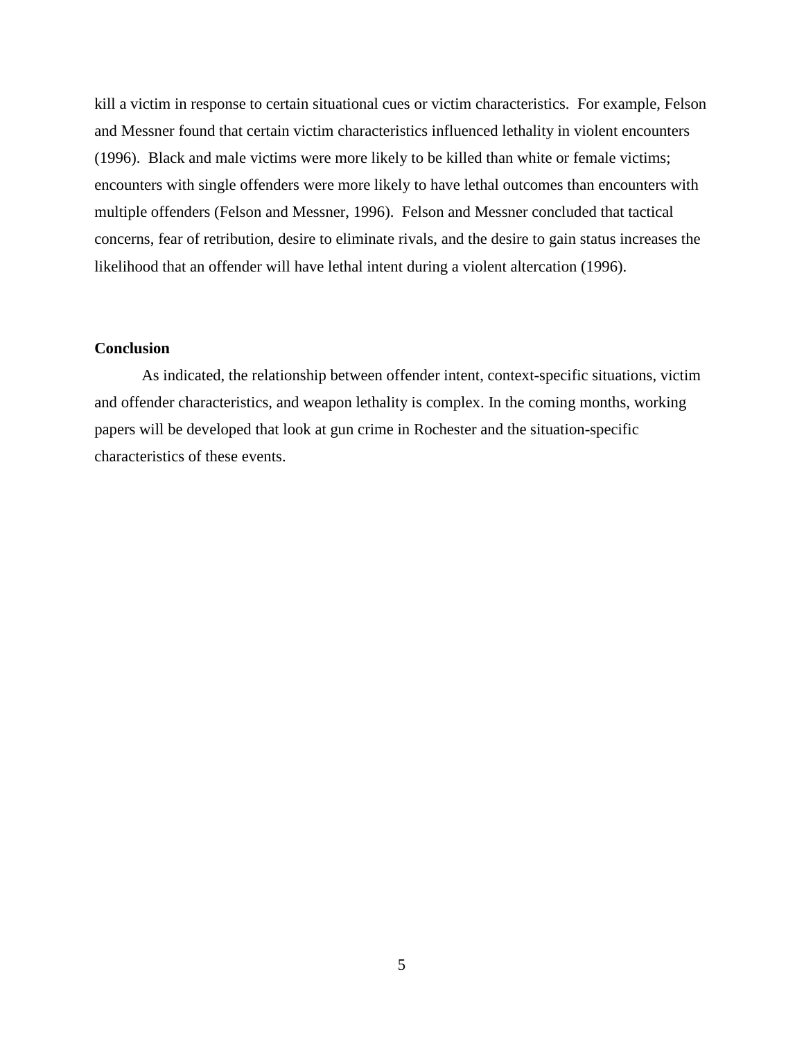kill a victim in response to certain situational cues or victim characteristics. For example, Felson and Messner found that certain victim characteristics influenced lethality in violent encounters (1996). Black and male victims were more likely to be killed than white or female victims; encounters with single offenders were more likely to have lethal outcomes than encounters with multiple offenders (Felson and Messner, 1996). Felson and Messner concluded that tactical concerns, fear of retribution, desire to eliminate rivals, and the desire to gain status increases the likelihood that an offender will have lethal intent during a violent altercation (1996).

### Conclusion

As indicated, the relationship between offender intent, context-specific situations, victim and offender characteristics, and weapon lethality is complex. In the coming months, working papers will be developed that look at gun crime in Rochester and the situation-specific characteristics of these events.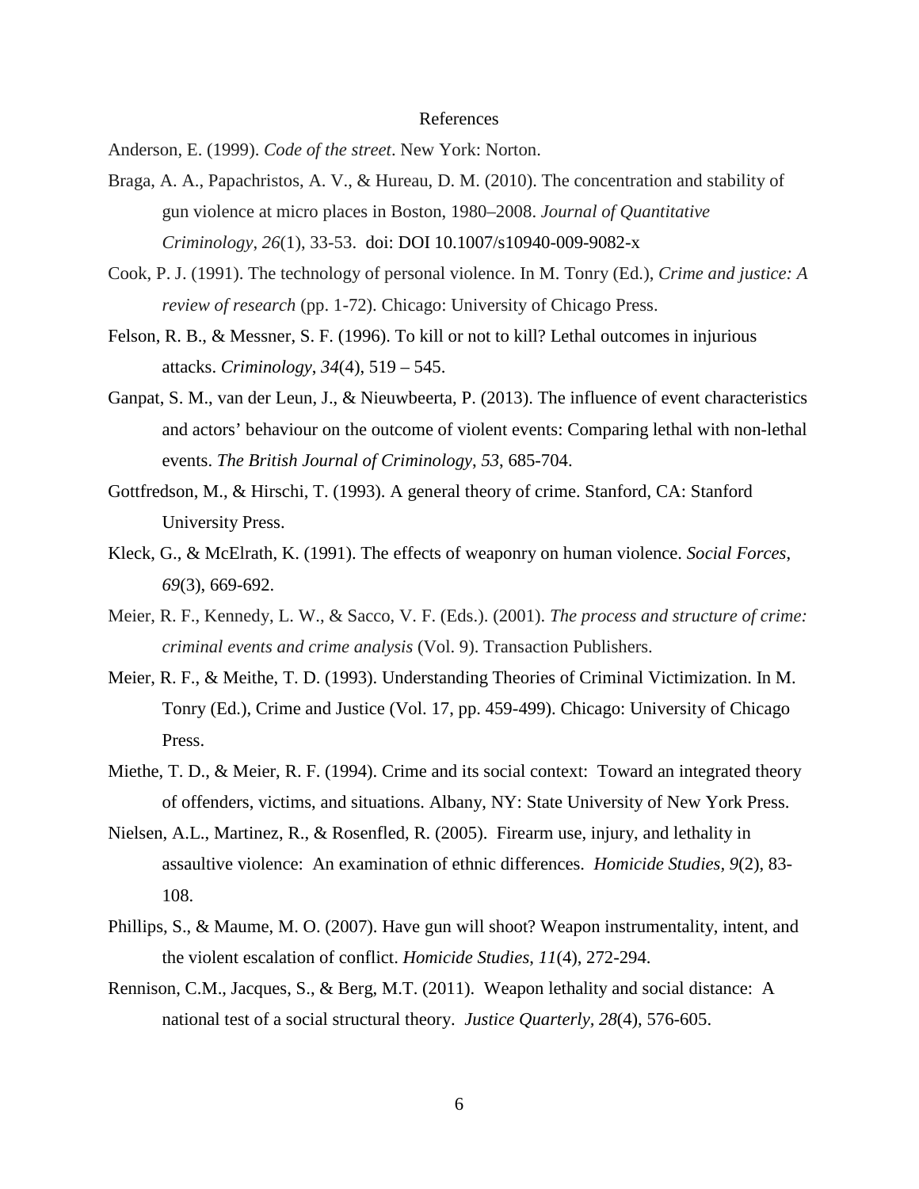# References

Anderson, E. (1999). *Code of the street*. New York: Norton.

Braga, A. A., Papachristos, A. V., & Hureau, D. M. (2010). The concentration and stability of gun violence at micro places in Boston, 1980–2008. *Journal of Quantitative Criminology*, *26*(1), 33-53. doi: DOI 10.1007/s10940-009-9082-x

Cook, P. J. (1991). The technology of personal violence. In M. Tonry (Ed.), *Crime and justice: A review of research* (pp. 1-72). Chicago: University of Chicago Press.

Felson, R. B., & Messner, S. F. (1996). To kill or not to kill? Lethal outcomes in injurious attacks. *Criminology*, *34*(4), 519 – 545.

Ganpat, S. M., van der Leun, J., & Nieuwbeerta, P. (2013). The influence of event characteristics and actors' behaviour on the outcome of violent events: Comparing lethal with non-lethal events. *The British Journal of Criminology*, *53*, 685-704.

Gottfredson, M., & Hirschi, T. (1993). A general theory of crime. Stanford, CA: Stanford University Press.

Kleck, G., & McElrath, K. (1991). The effects of weaponry on human violence. *Social Forces*, *69*(3), 669-692.

Meier, R. F., Kennedy, L. W., & Sacco, V. F. (Eds.). (2001). *The process and structure of crime: criminal events and crime analysis* (Vol. 9). Transaction Publishers.

Meier, R. F., & Meithe, T. D. (1993). Understanding Theories of Criminal Victimization. In M. Tonry (Ed.), Crime and Justice (Vol. 17, pp. 459-499). Chicago: University of Chicago Press.

Miethe, T. D., & Meier, R. F. (1994). Crime and its social context: Toward an integrated theory of offenders, victims, and situations. Albany, NY: State University of New York Press.

Nielsen, A.L., Martinez, R., & Rosenfled, R. (2005). Firearm use, injury, and lethality in assaultive violence: An examination of ethnic differences. *Homicide Studies, 9*(2), 83-108.

Phillips, S., & Maume, M. O. (2007). Have gun will shoot? Weapon instrumentality, intent, and the violent escalation of conflict. *Homicide Studies*, *11*(4), 272-294.

Rennison, C.M., Jacques, S., & Berg, M.T. (2011). Weapon lethality and social distance: A national test of a social structural theory. *Justice Quarterly, 28*(4), 576-605.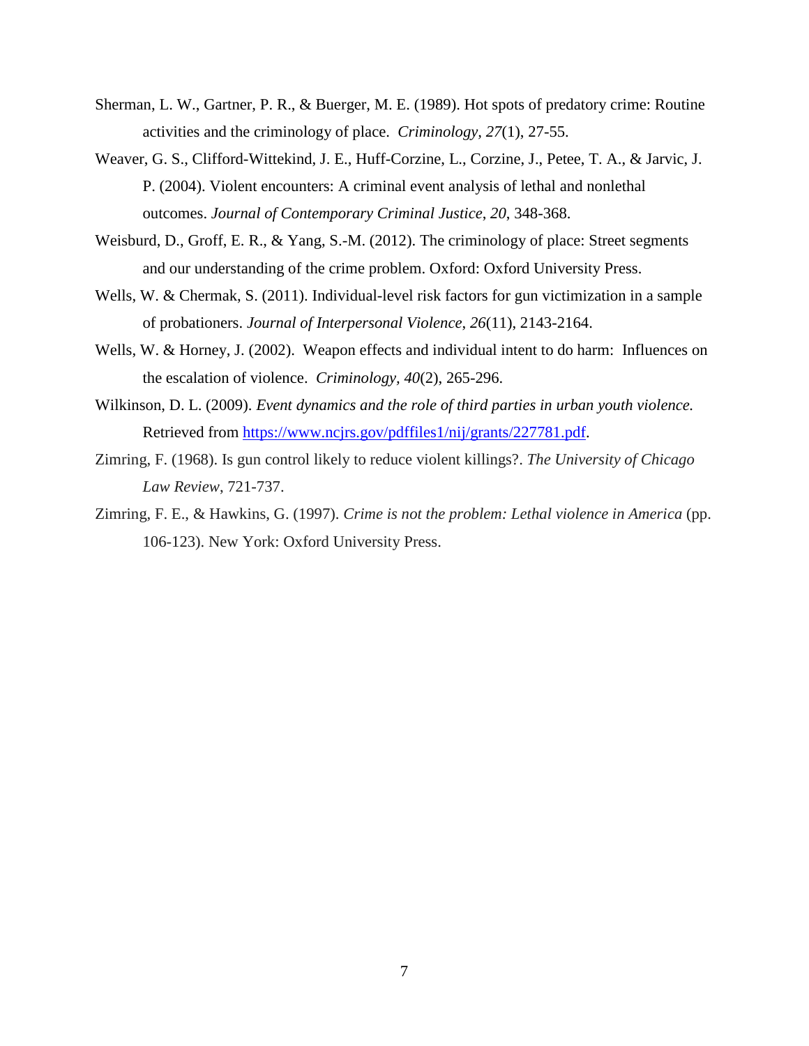Sherman, L. W., Gartner, P. R., & Buerger, M. E. (1989). Hot spots of predatory crime: Routine activities and the criminology of place. *Criminology, 27*(1), 27-55.

Weaver, G. S., Clifford-Wittekind, J. E., Huff-Corzine, L., Corzine, J., Petee, T. A., & Jarvic, J. P. (2004). Violent encounters: A criminal event analysis of lethal and nonlethal outcomes. *Journal of Contemporary Criminal Justice*, *20*, 348-368.

Weisburd, D., Groff, E. R., & Yang, S.-M. (2012). The criminology of place: Street segments and our understanding of the crime problem. Oxford: Oxford University Press.

Wells, W. & Chermak, S. (2011). Individual-level risk factors for gun victimization in a sample of probationers. *Journal of Interpersonal Violence*, *26*(11), 2143-2164.

Wells, W. & Horney, J. (2002). Weapon effects and individual intent to do harm: Influences on the escalation of violence. *Criminology*, *40*(2), 265-296.

Wilkinson, D. L. (2009). *Event dynamics and the role of third parties in urban youth violence.* Retrieved from https://www.ncjrs.gov/pdffiles1/nij/grants/227781.pdf.

Zimring, F. (1968). Is gun control likely to reduce violent killings?. *The University of Chicago Law Review*, 721-737.

Zimring, F. E., & Hawkins, G. (1997). *Crime is not the problem: Lethal violence in America* (pp. 106-123). New York: Oxford University Press.